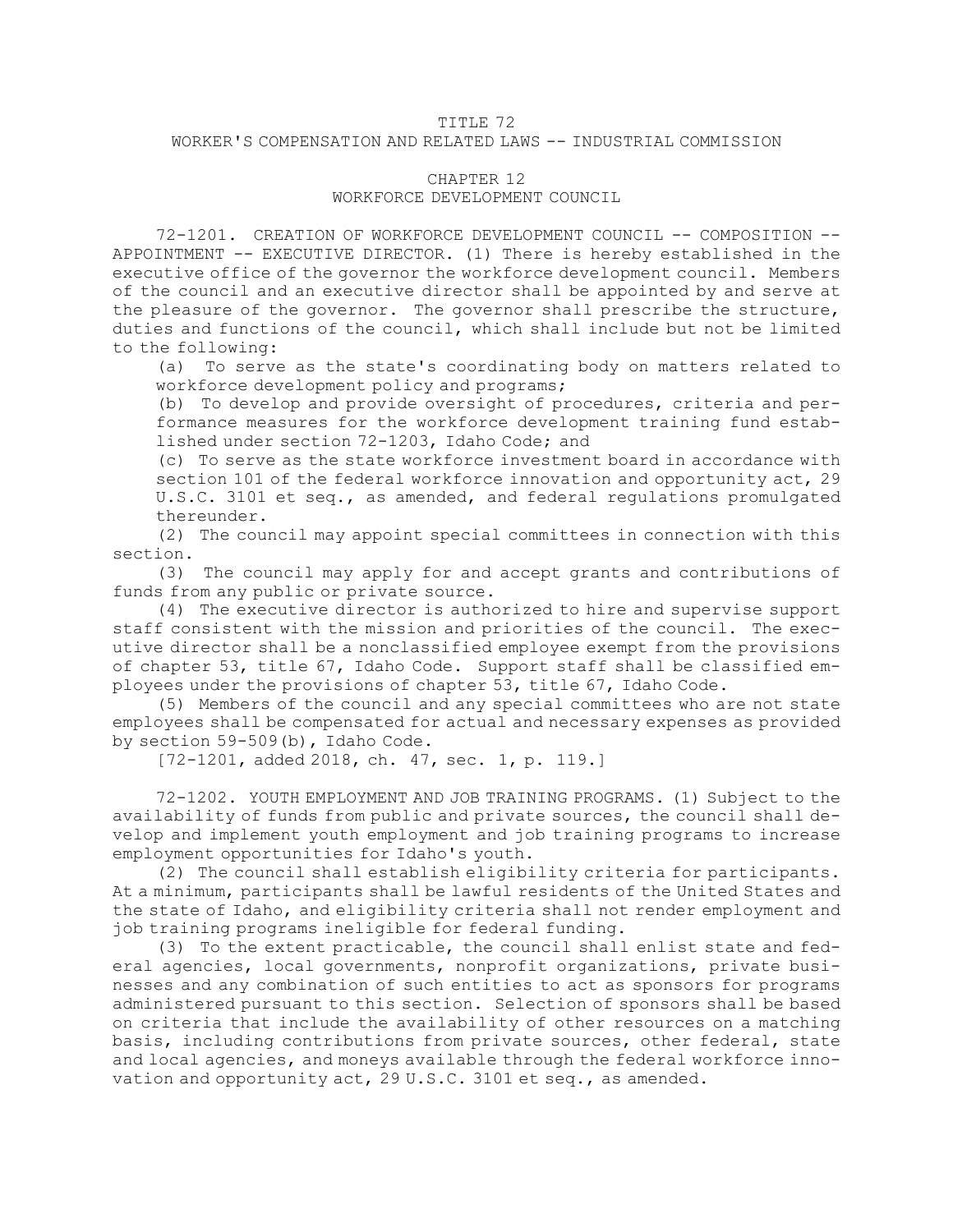# TITLE 72
## WORKER'S COMPENSATION AND RELATED LAWS -- INDUSTRIAL COMMISSION

## CHAPTER 12
## WORKFORCE DEVELOPMENT COUNCIL

72-1201. CREATION OF WORKFORCE DEVELOPMENT COUNCIL -- COMPOSITION -- APPOINTMENT -- EXECUTIVE DIRECTOR. (1) There is hereby established in the executive office of the governor the workforce development council. Members of the council and an executive director shall be appointed by and serve at the pleasure of the governor. The governor shall prescribe the structure, duties and functions of the council, which shall include but not be limited to the following:

(a) To serve as the state's coordinating body on matters related to workforce development policy and programs;

(b) To develop and provide oversight of procedures, criteria and performance measures for the workforce development training fund established under section 72-1203, Idaho Code; and

(c) To serve as the state workforce investment board in accordance with section 101 of the federal workforce innovation and opportunity act, 29 U.S.C. 3101 et seq., as amended, and federal regulations promulgated thereunder.

(2) The council may appoint special committees in connection with this section.

(3) The council may apply for and accept grants and contributions of funds from any public or private source.

(4) The executive director is authorized to hire and supervise support staff consistent with the mission and priorities of the council. The executive director shall be a nonclassified employee exempt from the provisions of chapter 53, title 67, Idaho Code. Support staff shall be classified employees under the provisions of chapter 53, title 67, Idaho Code.

(5) Members of the council and any special committees who are not state employees shall be compensated for actual and necessary expenses as provided by section 59-509(b), Idaho Code.

[72-1201, added 2018, ch. 47, sec. 1, p. 119.]

72-1202. YOUTH EMPLOYMENT AND JOB TRAINING PROGRAMS. (1) Subject to the availability of funds from public and private sources, the council shall develop and implement youth employment and job training programs to increase employment opportunities for Idaho's youth.

(2) The council shall establish eligibility criteria for participants. At a minimum, participants shall be lawful residents of the United States and the state of Idaho, and eligibility criteria shall not render employment and job training programs ineligible for federal funding.

(3) To the extent practicable, the council shall enlist state and federal agencies, local governments, nonprofit organizations, private businesses and any combination of such entities to act as sponsors for programs administered pursuant to this section. Selection of sponsors shall be based on criteria that include the availability of other resources on a matching basis, including contributions from private sources, other federal, state and local agencies, and moneys available through the federal workforce innovation and opportunity act, 29 U.S.C. 3101 et seq., as amended.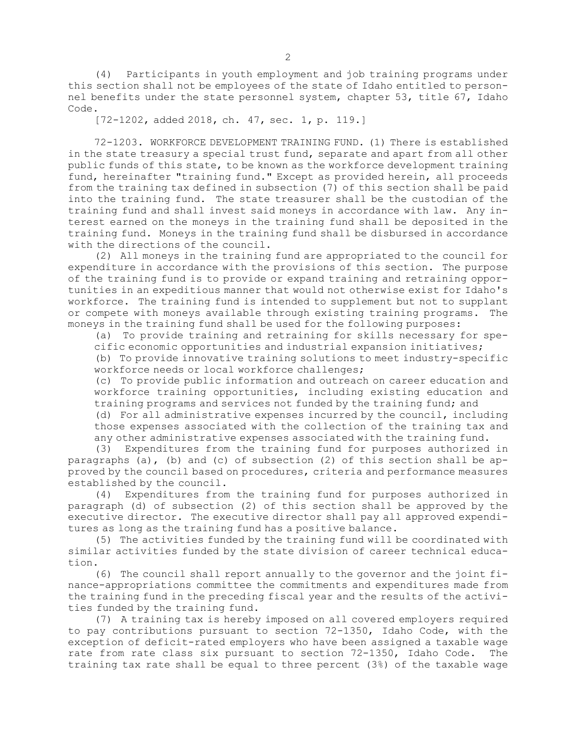(4) Participants in youth employment and job training programs under this section shall not be employees of the state of Idaho entitled to personnel benefits under the state personnel system, chapter 53, title 67, Idaho Code.

[72-1202, added 2018, ch. 47, sec. 1, p. 119.]

72-1203. WORKFORCE DEVELOPMENT TRAINING FUND. (1) There is established in the state treasury a special trust fund, separate and apart from all other public funds of this state, to be known as the workforce development training fund, hereinafter "training fund." Except as provided herein, all proceeds from the training tax defined in subsection (7) of this section shall be paid into the training fund. The state treasurer shall be the custodian of the training fund and shall invest said moneys in accordance with law. Any interest earned on the moneys in the training fund shall be deposited in the training fund. Moneys in the training fund shall be disbursed in accordance with the directions of the council.

(2) All moneys in the training fund are appropriated to the council for expenditure in accordance with the provisions of this section. The purpose of the training fund is to provide or expand training and retraining opportunities in an expeditious manner that would not otherwise exist for Idaho's workforce. The training fund is intended to supplement but not to supplant or compete with moneys available through existing training programs. The moneys in the training fund shall be used for the following purposes:

(a) To provide training and retraining for skills necessary for specific economic opportunities and industrial expansion initiatives;

(b) To provide innovative training solutions to meet industry-specific workforce needs or local workforce challenges;

(c) To provide public information and outreach on career education and workforce training opportunities, including existing education and training programs and services not funded by the training fund; and

(d) For all administrative expenses incurred by the council, including those expenses associated with the collection of the training tax and any other administrative expenses associated with the training fund.

(3) Expenditures from the training fund for purposes authorized in paragraphs (a), (b) and (c) of subsection (2) of this section shall be approved by the council based on procedures, criteria and performance measures established by the council.

(4) Expenditures from the training fund for purposes authorized in paragraph (d) of subsection (2) of this section shall be approved by the executive director. The executive director shall pay all approved expenditures as long as the training fund has a positive balance.

(5) The activities funded by the training fund will be coordinated with similar activities funded by the state division of career technical education.

(6) The council shall report annually to the governor and the joint finance-appropriations committee the commitments and expenditures made from the training fund in the preceding fiscal year and the results of the activities funded by the training fund.

(7) A training tax is hereby imposed on all covered employers required to pay contributions pursuant to section 72-1350, Idaho Code, with the exception of deficit-rated employers who have been assigned a taxable wage rate from rate class six pursuant to section 72-1350, Idaho Code. The training tax rate shall be equal to three percent (3%) of the taxable wage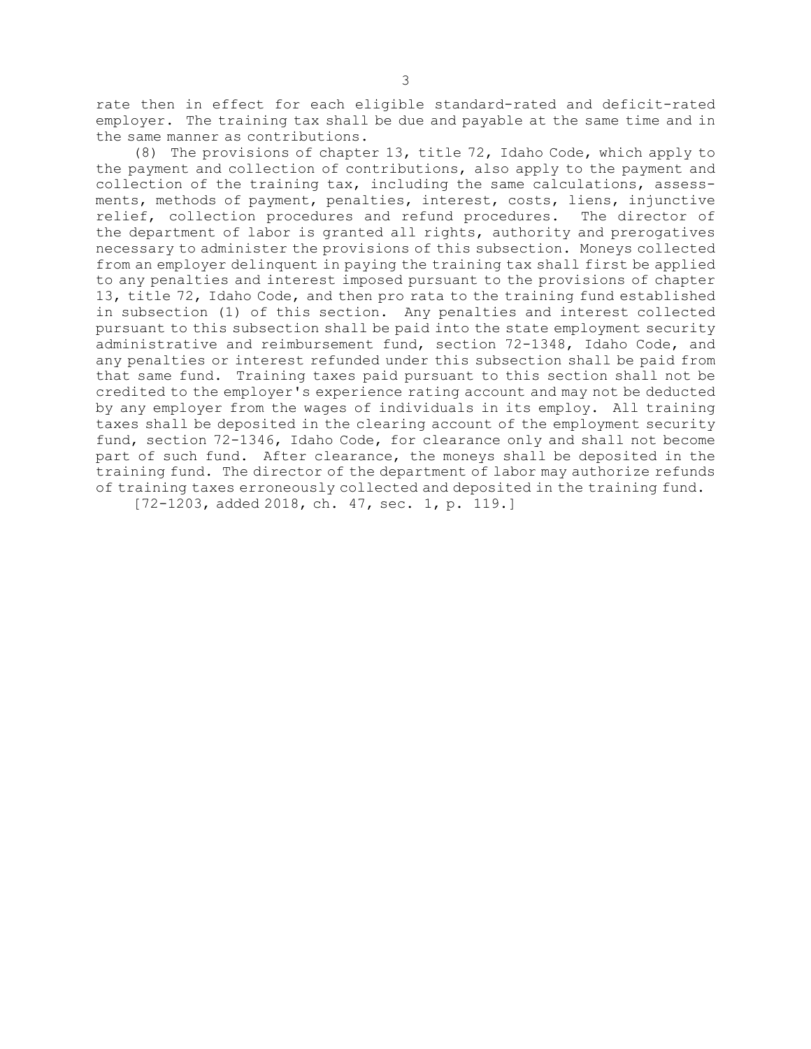rate then in effect for each eligible standard-rated and deficit-rated employer. The training tax shall be due and payable at the same time and in the same manner as contributions.

(8) The provisions of chapter 13, title 72, Idaho Code, which apply to the payment and collection of contributions, also apply to the payment and collection of the training tax, including the same calculations, assessments, methods of payment, penalties, interest, costs, liens, injunctive relief, collection procedures and refund procedures. The director of the department of labor is granted all rights, authority and prerogatives necessary to administer the provisions of this subsection. Moneys collected from an employer delinquent in paying the training tax shall first be applied to any penalties and interest imposed pursuant to the provisions of chapter 13, title 72, Idaho Code, and then pro rata to the training fund established in subsection (1) of this section. Any penalties and interest collected pursuant to this subsection shall be paid into the state employment security administrative and reimbursement fund, section 72-1348, Idaho Code, and any penalties or interest refunded under this subsection shall be paid from that same fund. Training taxes paid pursuant to this section shall not be credited to the employer's experience rating account and may not be deducted by any employer from the wages of individuals in its employ. All training taxes shall be deposited in the clearing account of the employment security fund, section 72-1346, Idaho Code, for clearance only and shall not become part of such fund. After clearance, the moneys shall be deposited in the training fund. The director of the department of labor may authorize refunds of training taxes erroneously collected and deposited in the training fund.

[72-1203, added 2018, ch. 47, sec. 1, p. 119.]